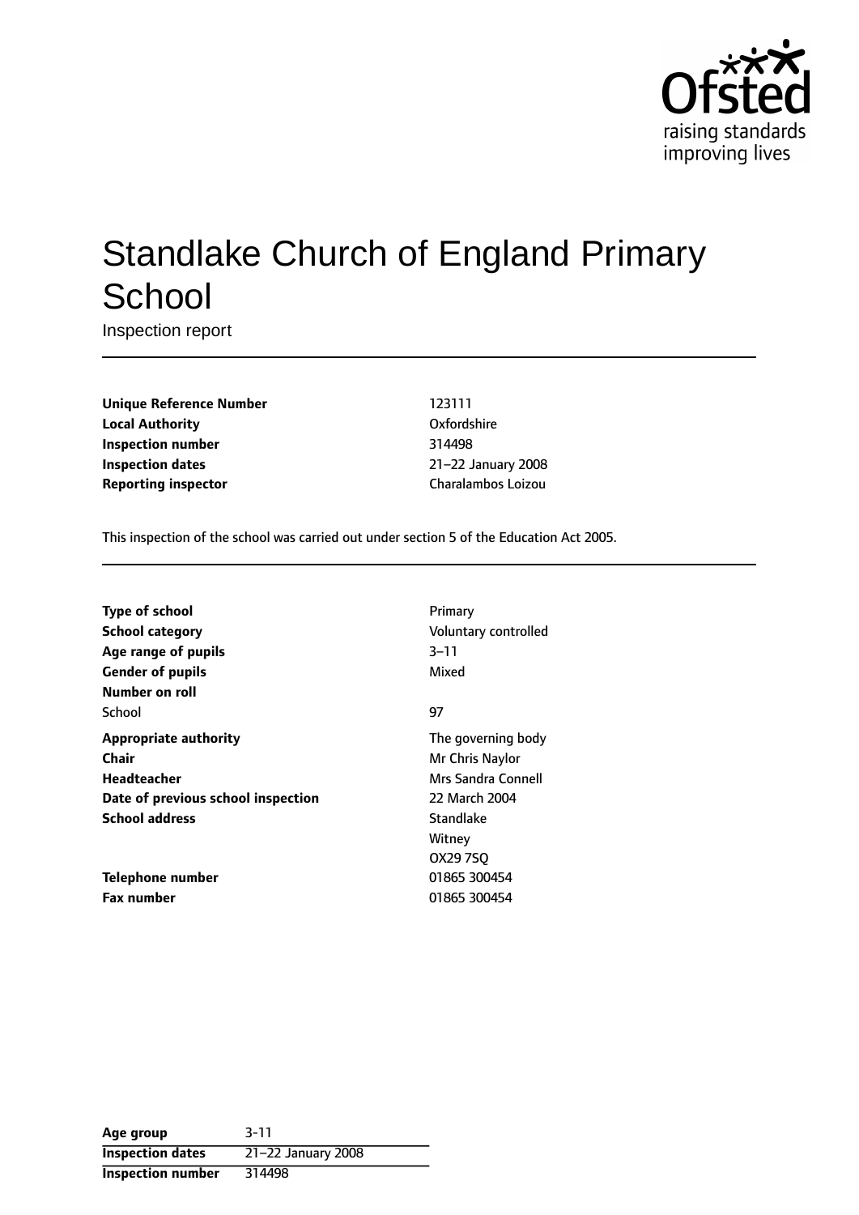Ofsted
raising standards
improving lives

# Standlake Church of England Primary School

Inspection report

| | |
|---|---|
| **Unique Reference Number** | 123111 |
| **Local Authority** | Oxfordshire |
| **Inspection number** | 314498 |
| **Inspection dates** | 21–22 January 2008 |
| **Reporting inspector** | Charalambos Loizou |

This inspection of the school was carried out under section 5 of the Education Act 2005.

| | |
|---|---|
| **Type of school** | Primary |
| **School category** | Voluntary controlled |
| **Age range of pupils** | 3–11 |
| **Gender of pupils** | Mixed |
| **Number on roll** | |
| School | 97 |
| **Appropriate authority** | The governing body |
| **Chair** | Mr Chris Naylor |
| **Headteacher** | Mrs Sandra Connell |
| **Date of previous school inspection** | 22 March 2004 |
| **School address** | Standlake<br>Witney<br>OX29 7SQ |
| **Telephone number** | 01865 300454 |
| **Fax number** | 01865 300454 |

| | |
|---|---|
| **Age group** | 3-11 |
| **Inspection dates** | 21–22 January 2008 |
| **Inspection number** | 314498 |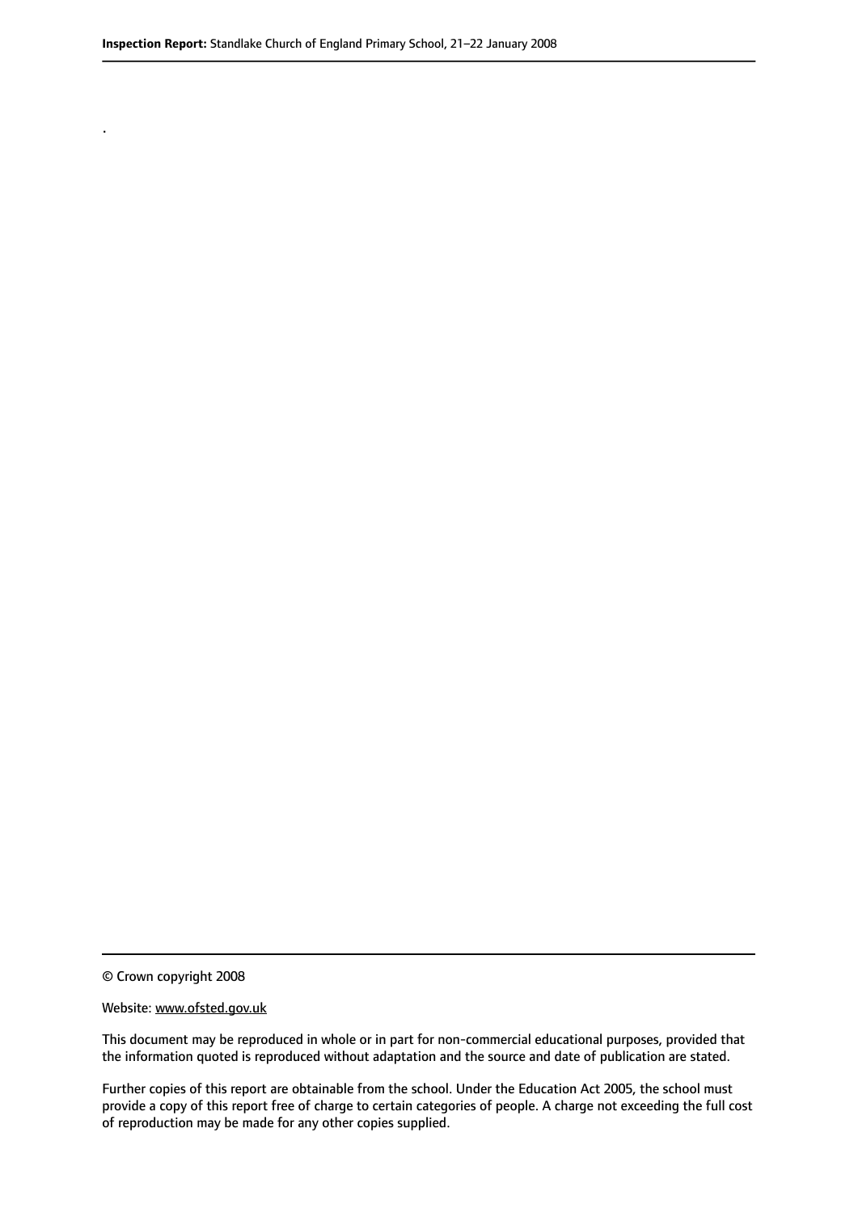.

© Crown copyright 2008

Website: www.ofsted.gov.uk

This document may be reproduced in whole or in part for non-commercial educational purposes, provided that the information quoted is reproduced without adaptation and the source and date of publication are stated.

Further copies of this report are obtainable from the school. Under the Education Act 2005, the school must provide a copy of this report free of charge to certain categories of people. A charge not exceeding the full cost of reproduction may be made for any other copies supplied.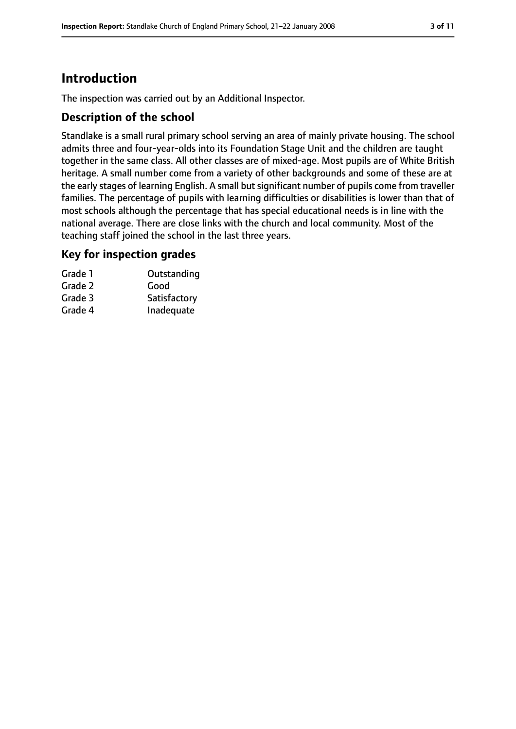# Introduction

The inspection was carried out by an Additional Inspector.

## Description of the school

Standlake is a small rural primary school serving an area of mainly private housing. The school admits three and four-year-olds into its Foundation Stage Unit and the children are taught together in the same class. All other classes are of mixed-age. Most pupils are of White British heritage. A small number come from a variety of other backgrounds and some of these are at the early stages of learning English. A small but significant number of pupils come from traveller families. The percentage of pupils with learning difficulties or disabilities is lower than that of most schools although the percentage that has special educational needs is in line with the national average. There are close links with the church and local community. Most of the teaching staff joined the school in the last three years.

## Key for inspection grades

| | |
|---|---|
| Grade 1 | Outstanding |
| Grade 2 | Good |
| Grade 3 | Satisfactory |
| Grade 4 | Inadequate |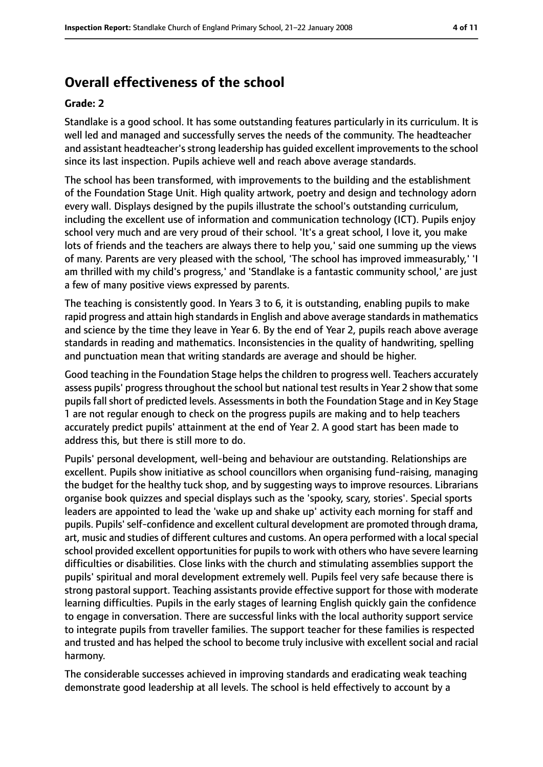## Overall effectiveness of the school

**Grade: 2**

Standlake is a good school. It has some outstanding features particularly in its curriculum. It is well led and managed and successfully serves the needs of the community. The headteacher and assistant headteacher's strong leadership has guided excellent improvements to the school since its last inspection. Pupils achieve well and reach above average standards.

The school has been transformed, with improvements to the building and the establishment of the Foundation Stage Unit. High quality artwork, poetry and design and technology adorn every wall. Displays designed by the pupils illustrate the school's outstanding curriculum, including the excellent use of information and communication technology (ICT). Pupils enjoy school very much and are very proud of their school. 'It's a great school, I love it, you make lots of friends and the teachers are always there to help you,' said one summing up the views of many. Parents are very pleased with the school, 'The school has improved immeasurably,' 'I am thrilled with my child's progress,' and 'Standlake is a fantastic community school,' are just a few of many positive views expressed by parents.

The teaching is consistently good. In Years 3 to 6, it is outstanding, enabling pupils to make rapid progress and attain high standards in English and above average standards in mathematics and science by the time they leave in Year 6. By the end of Year 2, pupils reach above average standards in reading and mathematics. Inconsistencies in the quality of handwriting, spelling and punctuation mean that writing standards are average and should be higher.

Good teaching in the Foundation Stage helps the children to progress well. Teachers accurately assess pupils' progress throughout the school but national test results in Year 2 show that some pupils fall short of predicted levels. Assessments in both the Foundation Stage and in Key Stage 1 are not regular enough to check on the progress pupils are making and to help teachers accurately predict pupils' attainment at the end of Year 2. A good start has been made to address this, but there is still more to do.

Pupils' personal development, well-being and behaviour are outstanding. Relationships are excellent. Pupils show initiative as school councillors when organising fund-raising, managing the budget for the healthy tuck shop, and by suggesting ways to improve resources. Librarians organise book quizzes and special displays such as the 'spooky, scary, stories'. Special sports leaders are appointed to lead the 'wake up and shake up' activity each morning for staff and pupils. Pupils' self-confidence and excellent cultural development are promoted through drama, art, music and studies of different cultures and customs. An opera performed with a local special school provided excellent opportunities for pupils to work with others who have severe learning difficulties or disabilities. Close links with the church and stimulating assemblies support the pupils' spiritual and moral development extremely well. Pupils feel very safe because there is strong pastoral support. Teaching assistants provide effective support for those with moderate learning difficulties. Pupils in the early stages of learning English quickly gain the confidence to engage in conversation. There are successful links with the local authority support service to integrate pupils from traveller families. The support teacher for these families is respected and trusted and has helped the school to become truly inclusive with excellent social and racial harmony.

The considerable successes achieved in improving standards and eradicating weak teaching demonstrate good leadership at all levels. The school is held effectively to account by a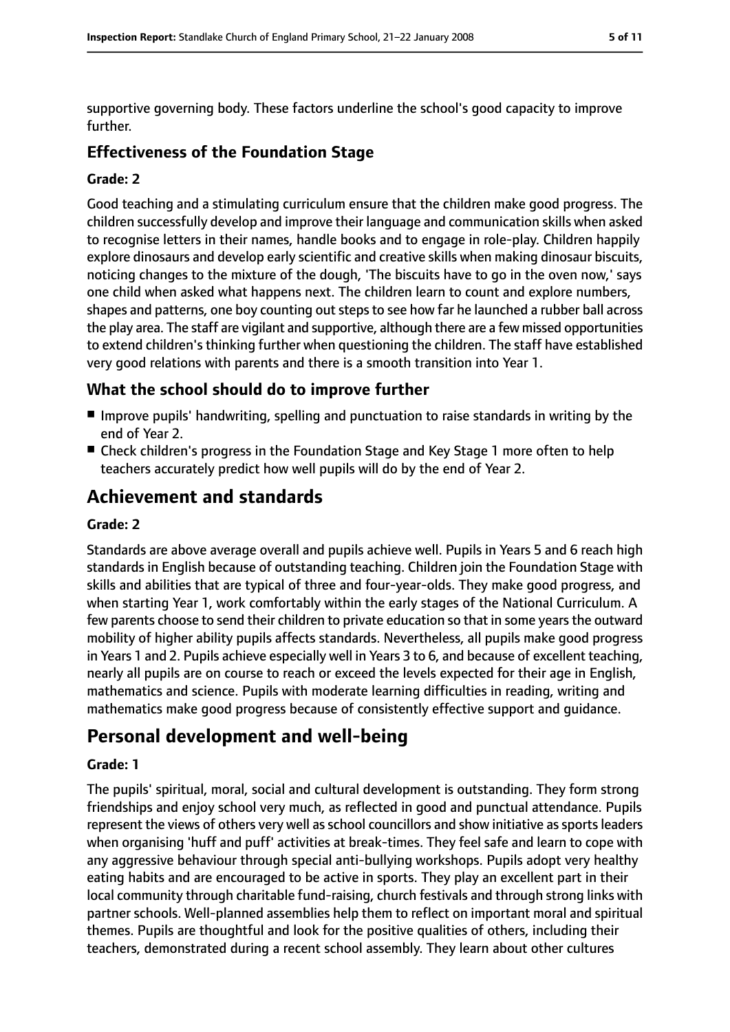supportive governing body. These factors underline the school's good capacity to improve further.

### Effectiveness of the Foundation Stage

#### Grade: 2

Good teaching and a stimulating curriculum ensure that the children make good progress. The children successfully develop and improve their language and communication skills when asked to recognise letters in their names, handle books and to engage in role-play. Children happily explore dinosaurs and develop early scientific and creative skills when making dinosaur biscuits, noticing changes to the mixture of the dough, 'The biscuits have to go in the oven now,' says one child when asked what happens next. The children learn to count and explore numbers, shapes and patterns, one boy counting out steps to see how far he launched a rubber ball across the play area. The staff are vigilant and supportive, although there are a few missed opportunities to extend children's thinking further when questioning the children. The staff have established very good relations with parents and there is a smooth transition into Year 1.

### What the school should do to improve further

- Improve pupils' handwriting, spelling and punctuation to raise standards in writing by the end of Year 2.
- Check children's progress in the Foundation Stage and Key Stage 1 more often to help teachers accurately predict how well pupils will do by the end of Year 2.

## Achievement and standards

#### Grade: 2

Standards are above average overall and pupils achieve well. Pupils in Years 5 and 6 reach high standards in English because of outstanding teaching. Children join the Foundation Stage with skills and abilities that are typical of three and four-year-olds. They make good progress, and when starting Year 1, work comfortably within the early stages of the National Curriculum. A few parents choose to send their children to private education so that in some years the outward mobility of higher ability pupils affects standards. Nevertheless, all pupils make good progress in Years 1 and 2. Pupils achieve especially well in Years 3 to 6, and because of excellent teaching, nearly all pupils are on course to reach or exceed the levels expected for their age in English, mathematics and science. Pupils with moderate learning difficulties in reading, writing and mathematics make good progress because of consistently effective support and guidance.

## Personal development and well-being

#### Grade: 1

The pupils' spiritual, moral, social and cultural development is outstanding. They form strong friendships and enjoy school very much, as reflected in good and punctual attendance. Pupils represent the views of others very well as school councillors and show initiative as sports leaders when organising 'huff and puff' activities at break-times. They feel safe and learn to cope with any aggressive behaviour through special anti-bullying workshops. Pupils adopt very healthy eating habits and are encouraged to be active in sports. They play an excellent part in their local community through charitable fund-raising, church festivals and through strong links with partner schools. Well-planned assemblies help them to reflect on important moral and spiritual themes. Pupils are thoughtful and look for the positive qualities of others, including their teachers, demonstrated during a recent school assembly. They learn about other cultures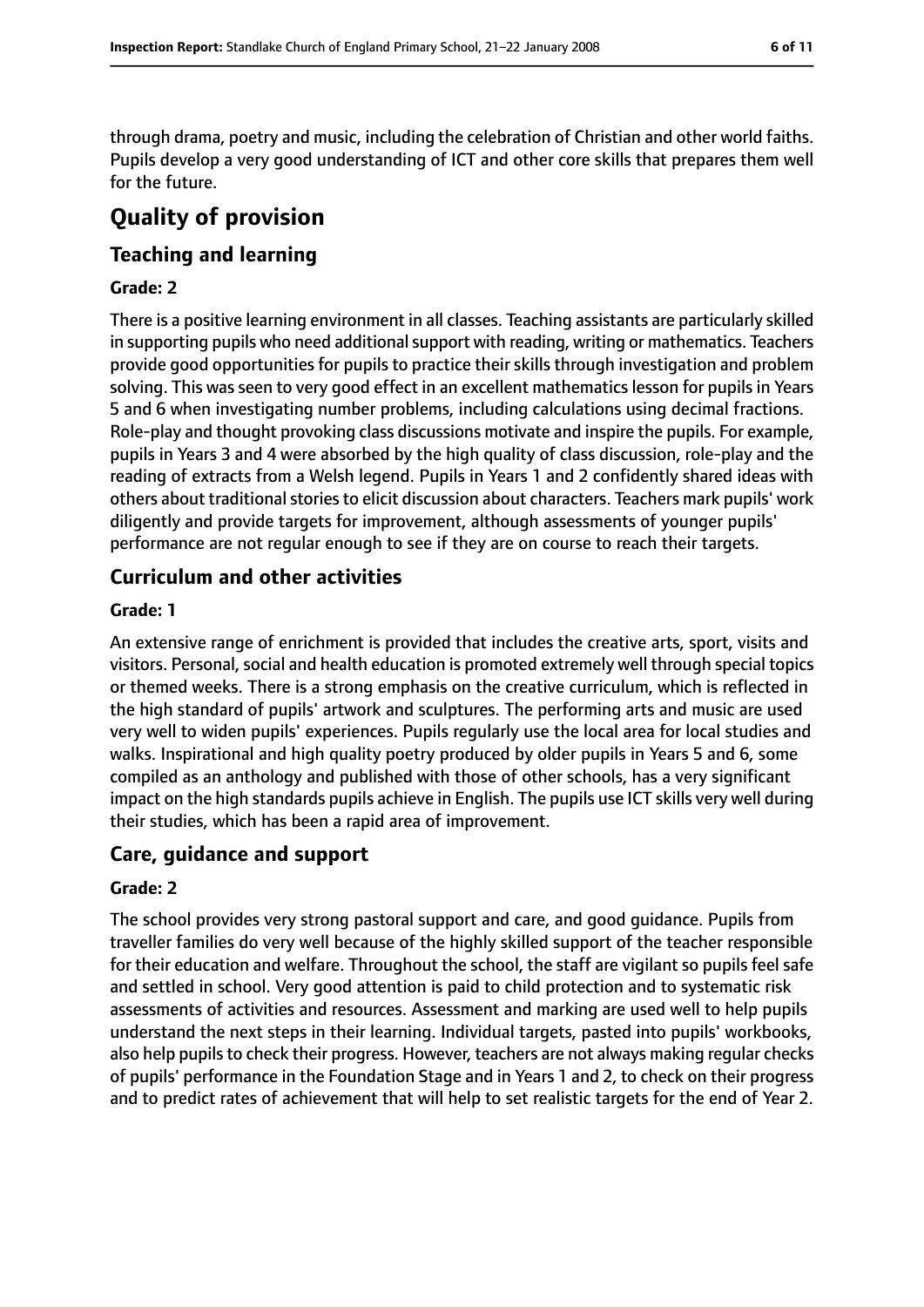through drama, poetry and music, including the celebration of Christian and other world faiths. Pupils develop a very good understanding of ICT and other core skills that prepares them well for the future.

# Quality of provision

## Teaching and learning

### Grade: 2

There is a positive learning environment in all classes. Teaching assistants are particularly skilled in supporting pupils who need additional support with reading, writing or mathematics. Teachers provide good opportunities for pupils to practice their skills through investigation and problem solving. This was seen to very good effect in an excellent mathematics lesson for pupils in Years 5 and 6 when investigating number problems, including calculations using decimal fractions. Role-play and thought provoking class discussions motivate and inspire the pupils. For example, pupils in Years 3 and 4 were absorbed by the high quality of class discussion, role-play and the reading of extracts from a Welsh legend. Pupils in Years 1 and 2 confidently shared ideas with others about traditional stories to elicit discussion about characters. Teachers mark pupils' work diligently and provide targets for improvement, although assessments of younger pupils' performance are not regular enough to see if they are on course to reach their targets.

## Curriculum and other activities

### Grade: 1

An extensive range of enrichment is provided that includes the creative arts, sport, visits and visitors. Personal, social and health education is promoted extremely well through special topics or themed weeks. There is a strong emphasis on the creative curriculum, which is reflected in the high standard of pupils' artwork and sculptures. The performing arts and music are used very well to widen pupils' experiences. Pupils regularly use the local area for local studies and walks. Inspirational and high quality poetry produced by older pupils in Years 5 and 6, some compiled as an anthology and published with those of other schools, has a very significant impact on the high standards pupils achieve in English. The pupils use ICT skills very well during their studies, which has been a rapid area of improvement.

## Care, guidance and support

### Grade: 2

The school provides very strong pastoral support and care, and good guidance. Pupils from traveller families do very well because of the highly skilled support of the teacher responsible for their education and welfare. Throughout the school, the staff are vigilant so pupils feel safe and settled in school. Very good attention is paid to child protection and to systematic risk assessments of activities and resources. Assessment and marking are used well to help pupils understand the next steps in their learning. Individual targets, pasted into pupils' workbooks, also help pupils to check their progress. However, teachers are not always making regular checks of pupils' performance in the Foundation Stage and in Years 1 and 2, to check on their progress and to predict rates of achievement that will help to set realistic targets for the end of Year 2.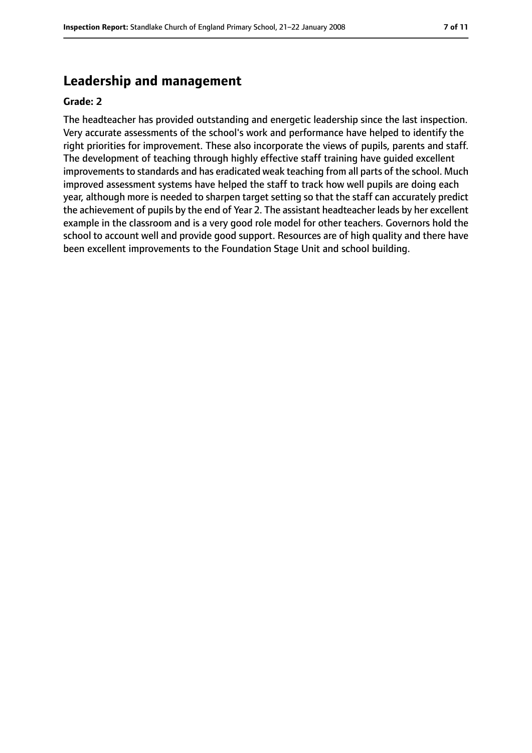## Leadership and management

**Grade: 2**

The headteacher has provided outstanding and energetic leadership since the last inspection. Very accurate assessments of the school's work and performance have helped to identify the right priorities for improvement. These also incorporate the views of pupils, parents and staff. The development of teaching through highly effective staff training have guided excellent improvements to standards and has eradicated weak teaching from all parts of the school. Much improved assessment systems have helped the staff to track how well pupils are doing each year, although more is needed to sharpen target setting so that the staff can accurately predict the achievement of pupils by the end of Year 2. The assistant headteacher leads by her excellent example in the classroom and is a very good role model for other teachers. Governors hold the school to account well and provide good support. Resources are of high quality and there have been excellent improvements to the Foundation Stage Unit and school building.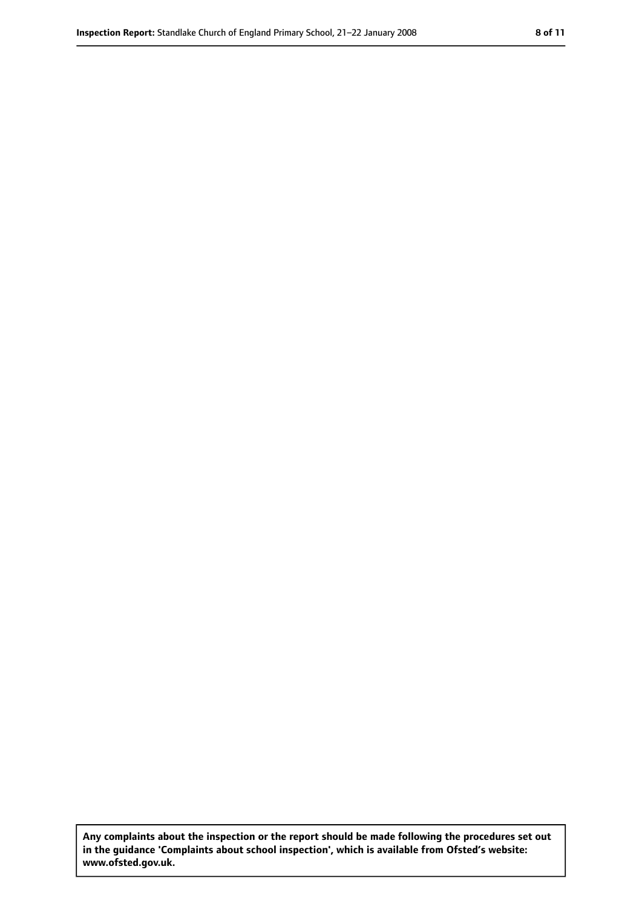**Any complaints about the inspection or the report should be made following the procedures set out in the guidance 'Complaints about school inspection', which is available from Ofsted's website: www.ofsted.gov.uk.**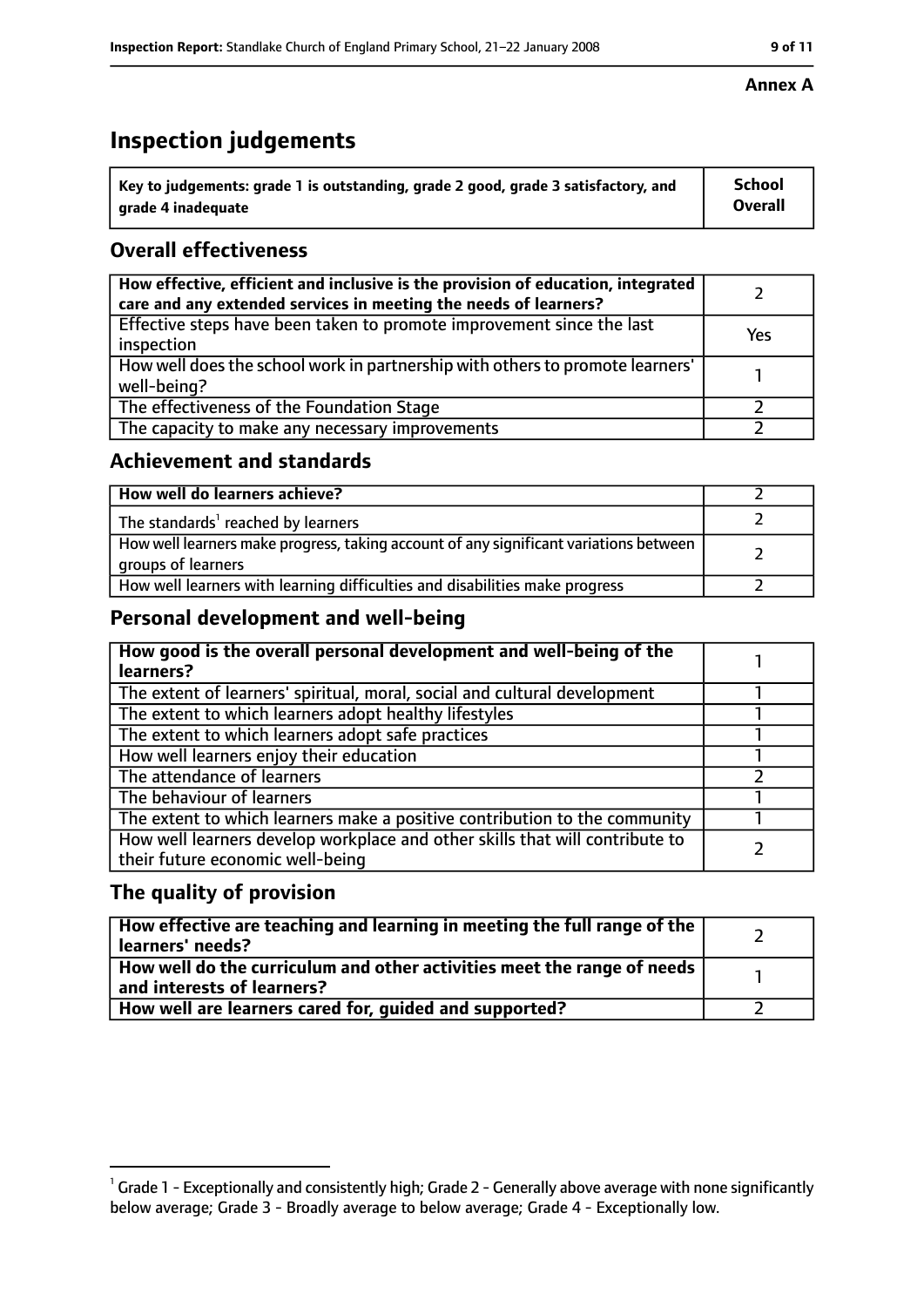**Annex A**

# Inspection judgements

| Key to judgements: grade 1 is outstanding, grade 2 good, grade 3 satisfactory, and grade 4 inadequate | School Overall |
|---|---|

## Overall effectiveness

| | |
|---|---|
| How effective, efficient and inclusive is the provision of education, integrated care and any extended services in meeting the needs of learners? | 2 |
| Effective steps have been taken to promote improvement since the last inspection | Yes |
| How well does the school work in partnership with others to promote learners' well-being? | 1 |
| The effectiveness of the Foundation Stage | 2 |
| The capacity to make any necessary improvements | 2 |

## Achievement and standards

| | |
|---|---|
| How well do learners achieve? | 2 |
| The standards[1] reached by learners | 2 |
| How well learners make progress, taking account of any significant variations between groups of learners | 2 |
| How well learners with learning difficulties and disabilities make progress | 2 |

## Personal development and well-being

| | |
|---|---|
| How good is the overall personal development and well-being of the learners? | 1 |
| The extent of learners' spiritual, moral, social and cultural development | 1 |
| The extent to which learners adopt healthy lifestyles | 1 |
| The extent to which learners adopt safe practices | 1 |
| How well learners enjoy their education | 1 |
| The attendance of learners | 2 |
| The behaviour of learners | 1 |
| The extent to which learners make a positive contribution to the community | 1 |
| How well learners develop workplace and other skills that will contribute to their future economic well-being | 2 |

## The quality of provision

| | |
|---|---|
| How effective are teaching and learning in meeting the full range of the learners' needs? | 2 |
| How well do the curriculum and other activities meet the range of needs and interests of learners? | 1 |
| How well are learners cared for, guided and supported? | 2 |

[1] Grade 1 - Exceptionally and consistently high; Grade 2 - Generally above average with none significantly below average; Grade 3 - Broadly average to below average; Grade 4 - Exceptionally low.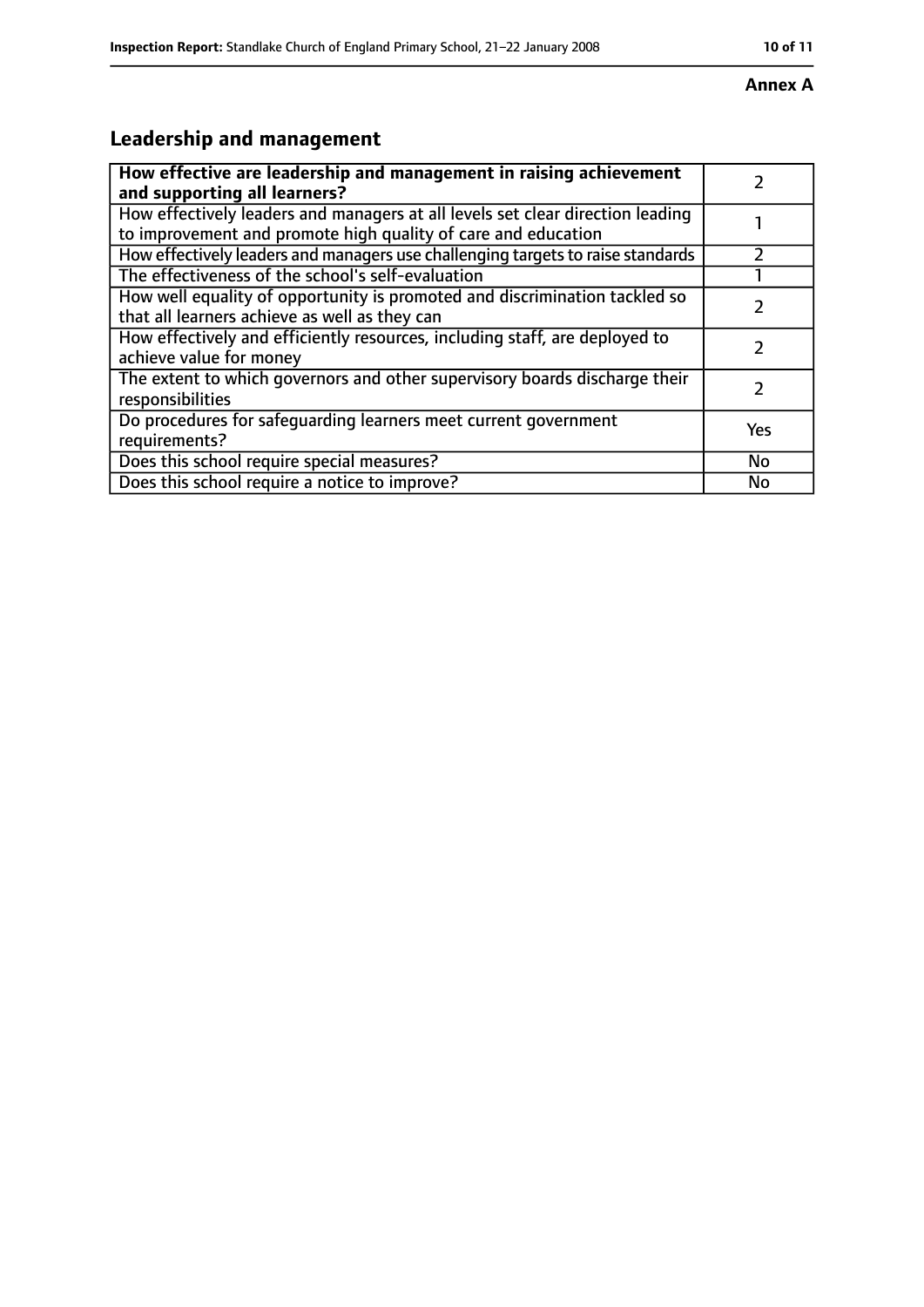**Annex A**

## Leadership and management

| **How effective are leadership and management in raising achievement and supporting all learners?** | 2 |
|---|---|
| How effectively leaders and managers at all levels set clear direction leading to improvement and promote high quality of care and education | 1 |
| How effectively leaders and managers use challenging targets to raise standards | 2 |
| The effectiveness of the school's self-evaluation | 1 |
| How well equality of opportunity is promoted and discrimination tackled so that all learners achieve as well as they can | 2 |
| How effectively and efficiently resources, including staff, are deployed to achieve value for money | 2 |
| The extent to which governors and other supervisory boards discharge their responsibilities | 2 |
| Do procedures for safeguarding learners meet current government requirements? | Yes |
| Does this school require special measures? | No |
| Does this school require a notice to improve? | No |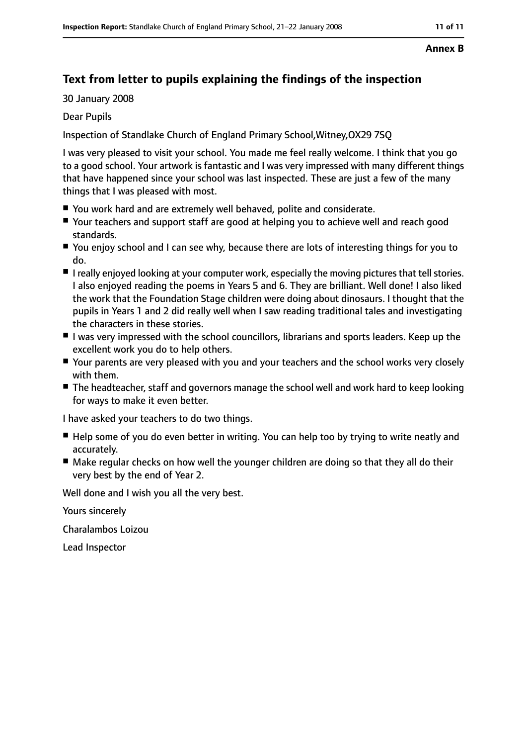**Annex B**

## Text from letter to pupils explaining the findings of the inspection

30 January 2008

Dear Pupils

Inspection of Standlake Church of England Primary School,Witney,OX29 7SQ

I was very pleased to visit your school. You made me feel really welcome. I think that you go to a good school. Your artwork is fantastic and I was very impressed with many different things that have happened since your school was last inspected. These are just a few of the many things that I was pleased with most.

- You work hard and are extremely well behaved, polite and considerate.
- Your teachers and support staff are good at helping you to achieve well and reach good standards.
- You enjoy school and I can see why, because there are lots of interesting things for you to do.
- I really enjoyed looking at your computer work, especially the moving pictures that tell stories. I also enjoyed reading the poems in Years 5 and 6. They are brilliant. Well done! I also liked the work that the Foundation Stage children were doing about dinosaurs. I thought that the pupils in Years 1 and 2 did really well when I saw reading traditional tales and investigating the characters in these stories.
- I was very impressed with the school councillors, librarians and sports leaders. Keep up the excellent work you do to help others.
- Your parents are very pleased with you and your teachers and the school works very closely with them.
- The headteacher, staff and governors manage the school well and work hard to keep looking for ways to make it even better.

I have asked your teachers to do two things.

- Help some of you do even better in writing. You can help too by trying to write neatly and accurately.
- Make regular checks on how well the younger children are doing so that they all do their very best by the end of Year 2.

Well done and I wish you all the very best.

Yours sincerely

Charalambos Loizou

Lead Inspector